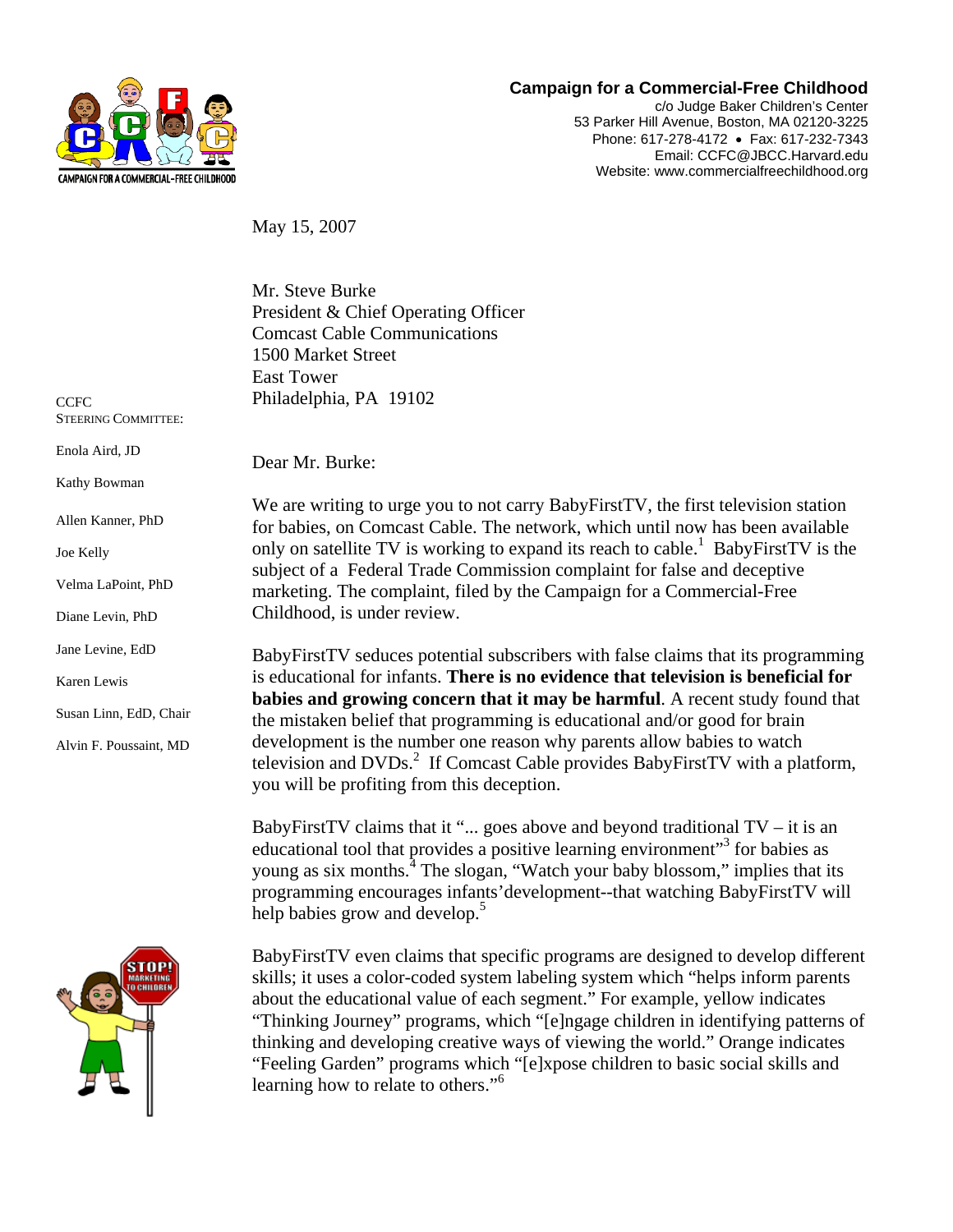**Campaign for a Commercial-Free Childhood**
c/o Judge Baker Children's Center
53 Parker Hill Avenue, Boston, MA 02120-3225
Phone: 617-278-4172 • Fax: 617-232-7343
Email: CCFC@JBCC.Harvard.edu
Website: www.commercialfreechildhood.org

CCFC STEERING COMMITTEE:

Enola Aird, JD
Kathy Bowman
Allen Kanner, PhD
Joe Kelly
Velma LaPoint, PhD
Diane Levin, PhD
Jane Levine, EdD
Karen Lewis
Susan Linn, EdD, Chair
Alvin F. Poussaint, MD

May 15, 2007

Mr. Steve Burke
President & Chief Operating Officer
Comcast Cable Communications
1500 Market Street
East Tower
Philadelphia, PA 19102

Dear Mr. Burke:

We are writing to urge you to not carry BabyFirstTV, the first television station for babies, on Comcast Cable. The network, which until now has been available only on satellite TV is working to expand its reach to cable.[1] BabyFirstTV is the subject of a Federal Trade Commission complaint for false and deceptive marketing. The complaint, filed by the Campaign for a Commercial-Free Childhood, is under review.

BabyFirstTV seduces potential subscribers with false claims that its programming is educational for infants. **There is no evidence that television is beneficial for babies and growing concern that it may be harmful**. A recent study found that the mistaken belief that programming is educational and/or good for brain development is the number one reason why parents allow babies to watch television and DVDs.[2] If Comcast Cable provides BabyFirstTV with a platform, you will be profiting from this deception.

BabyFirstTV claims that it "... goes above and beyond traditional TV – it is an educational tool that provides a positive learning environment"[3] for babies as young as six months.[4] The slogan, "Watch your baby blossom," implies that its programming encourages infants' development--that watching BabyFirstTV will help babies grow and develop.[5]

BabyFirstTV even claims that specific programs are designed to develop different skills; it uses a color-coded system labeling system which "helps inform parents about the educational value of each segment." For example, yellow indicates "Thinking Journey" programs, which "[e]ngage children in identifying patterns of thinking and developing creative ways of viewing the world." Orange indicates "Feeling Garden" programs which "[e]xpose children to basic social skills and learning how to relate to others."[6]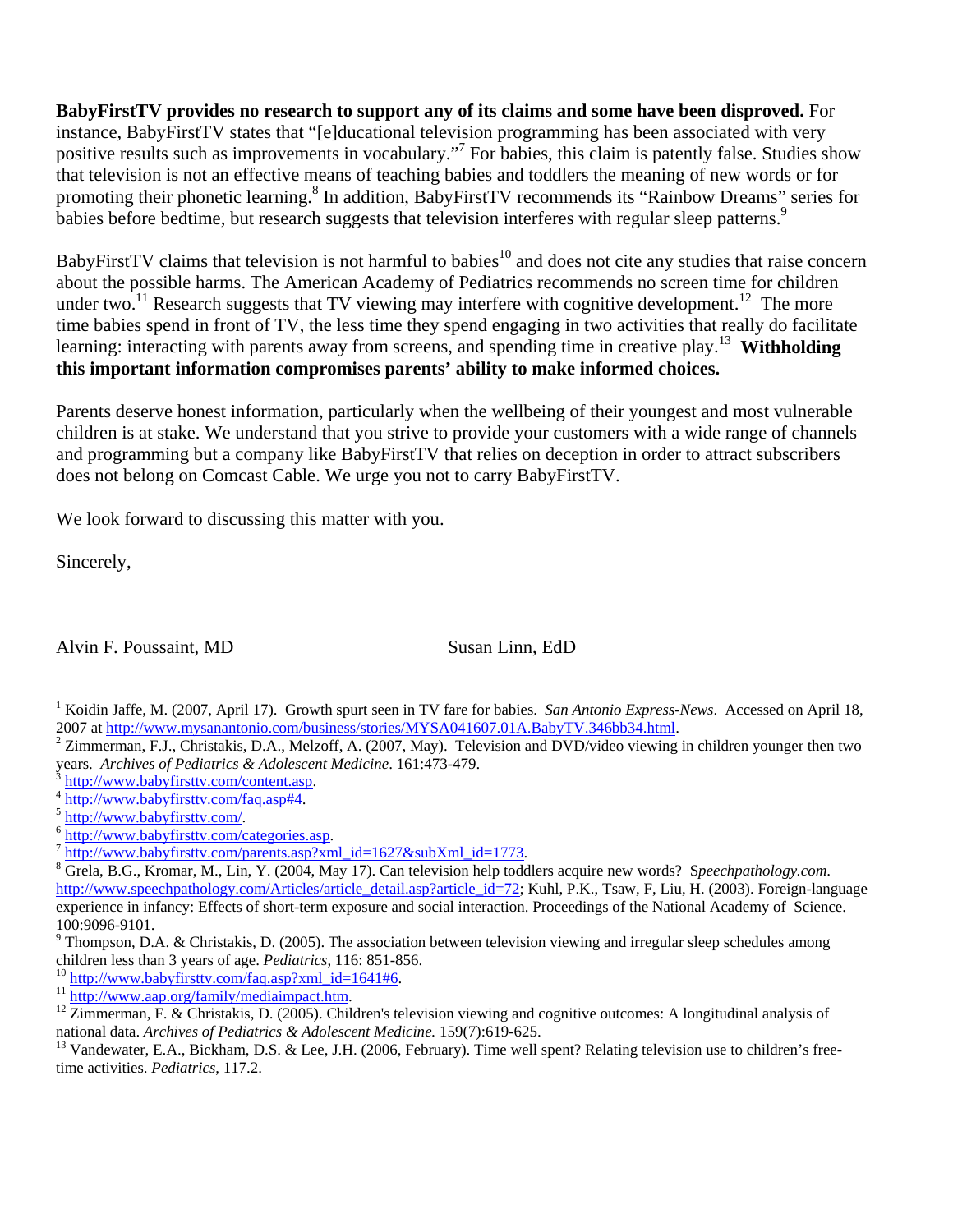**BabyFirstTV provides no research to support any of its claims and some have been disproved.** For instance, BabyFirstTV states that "[e]ducational television programming has been associated with very positive results such as improvements in vocabulary."[7] For babies, this claim is patently false. Studies show that television is not an effective means of teaching babies and toddlers the meaning of new words or for promoting their phonetic learning.[8] In addition, BabyFirstTV recommends its "Rainbow Dreams" series for babies before bedtime, but research suggests that television interferes with regular sleep patterns.[9]

BabyFirstTV claims that television is not harmful to babies[10] and does not cite any studies that raise concern about the possible harms. The American Academy of Pediatrics recommends no screen time for children under two.[11] Research suggests that TV viewing may interfere with cognitive development.[12] The more time babies spend in front of TV, the less time they spend engaging in two activities that really do facilitate learning: interacting with parents away from screens, and spending time in creative play.[13] **Withholding this important information compromises parents' ability to make informed choices.**

Parents deserve honest information, particularly when the wellbeing of their youngest and most vulnerable children is at stake. We understand that you strive to provide your customers with a wide range of channels and programming but a company like BabyFirstTV that relies on deception in order to attract subscribers does not belong on Comcast Cable. We urge you not to carry BabyFirstTV.

We look forward to discussing this matter with you.

Sincerely,

Alvin F. Poussaint, MD Susan Linn, EdD

---

[1] Koidin Jaffe, M. (2007, April 17). Growth spurt seen in TV fare for babies. *San Antonio Express-News*. Accessed on April 18, 2007 at http://www.mysanantonio.com/business/stories/MYSA041607.01A.BabyTV.346bb34.html.

[2] Zimmerman, F.J., Christakis, D.A., Melzoff, A. (2007, May). Television and DVD/video viewing in children younger then two years. *Archives of Pediatrics & Adolescent Medicine*. 161:473-479.

[3] http://www.babyfirsttv.com/content.asp.

[4] http://www.babyfirsttv.com/faq.asp#4.

[5] http://www.babyfirsttv.com/.

[6] http://www.babyfirsttv.com/categories.asp.

[7] http://www.babyfirsttv.com/parents.asp?xml_id=1627&subXml_id=1773.

[8] Grela, B.G., Kromar, M., Lin, Y. (2004, May 17). Can television help toddlers acquire new words? S*peechpathology.com*. http://www.speechpathology.com/Articles/article_detail.asp?article_id=72; Kuhl, P.K., Tsaw, F, Liu, H. (2003). Foreign-language experience in infancy: Effects of short-term exposure and social interaction. Proceedings of the National Academy of Science. 100:9096-9101.

[9] Thompson, D.A. & Christakis, D. (2005). The association between television viewing and irregular sleep schedules among children less than 3 years of age. *Pediatrics*, 116: 851-856.

[10] http://www.babyfirsttv.com/faq.asp?xml_id=1641#6.

[11] http://www.aap.org/family/mediaimpact.htm.

[12] Zimmerman, F. & Christakis, D. (2005). Children's television viewing and cognitive outcomes: A longitudinal analysis of national data. *Archives of Pediatrics & Adolescent Medicine.* 159(7):619-625.

[13] Vandewater, E.A., Bickham, D.S. & Lee, J.H. (2006, February). Time well spent? Relating television use to children's free-time activities. *Pediatrics*, 117.2.